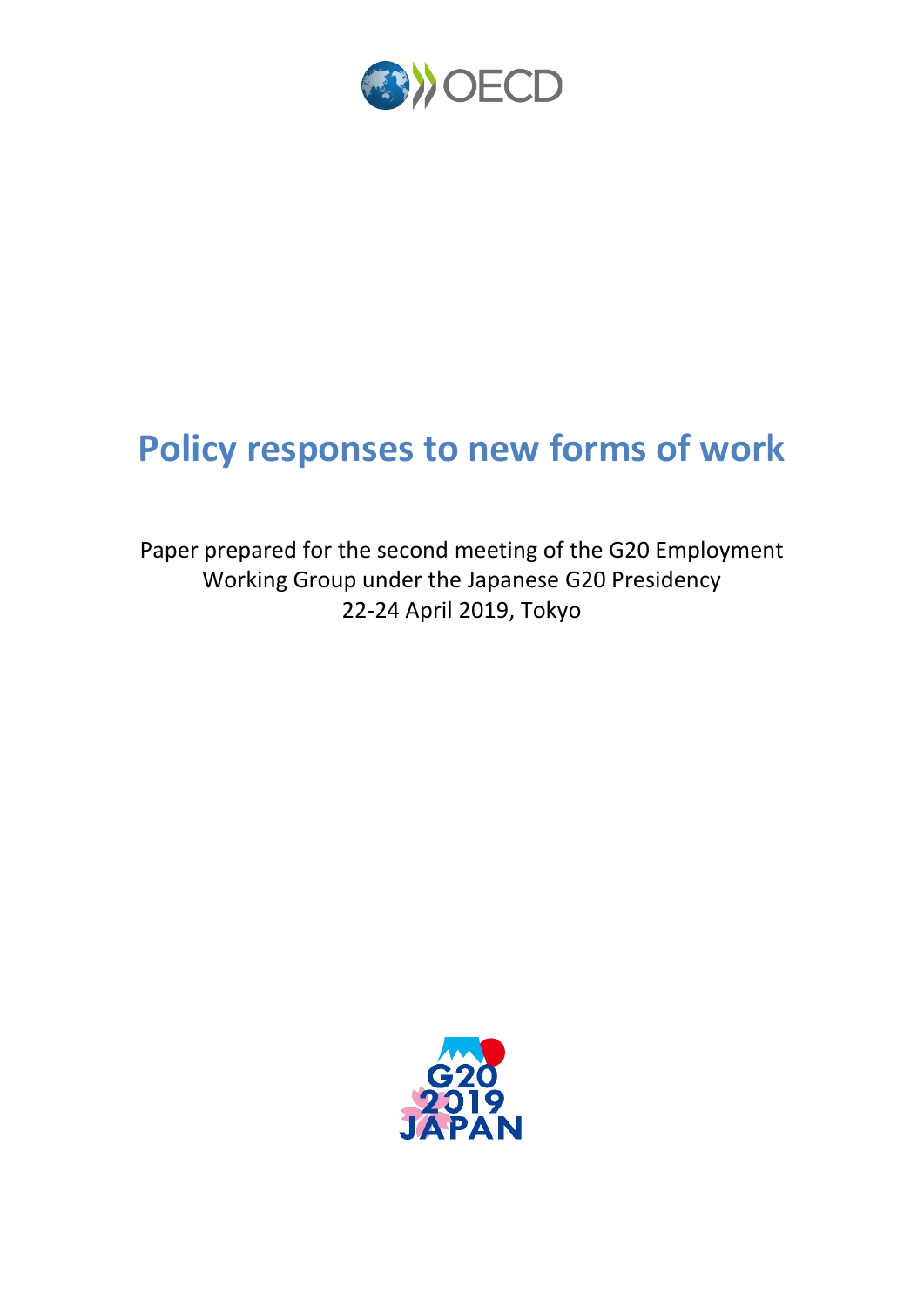# Policy responses to new forms of work

Paper prepared for the second meeting of the G20 Employment Working Group under the Japanese G20 Presidency
22-24 April 2019, Tokyo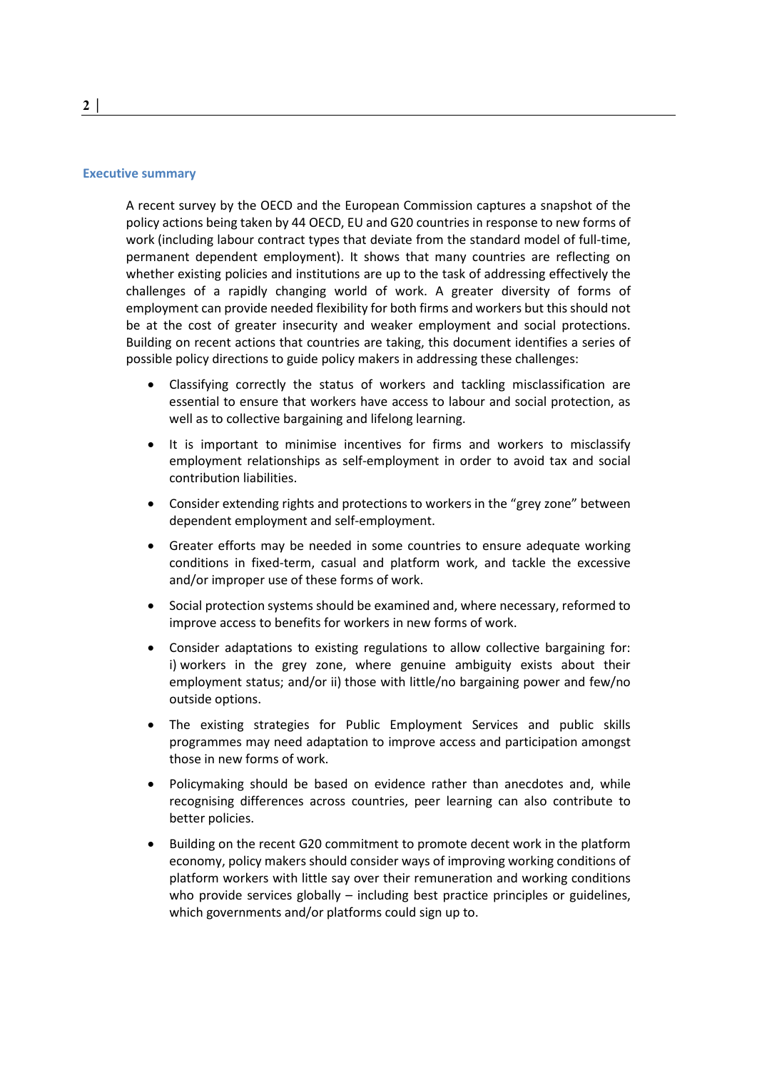## Executive summary

A recent survey by the OECD and the European Commission captures a snapshot of the policy actions being taken by 44 OECD, EU and G20 countries in response to new forms of work (including labour contract types that deviate from the standard model of full-time, permanent dependent employment). It shows that many countries are reflecting on whether existing policies and institutions are up to the task of addressing effectively the challenges of a rapidly changing world of work. A greater diversity of forms of employment can provide needed flexibility for both firms and workers but this should not be at the cost of greater insecurity and weaker employment and social protections. Building on recent actions that countries are taking, this document identifies a series of possible policy directions to guide policy makers in addressing these challenges:

- Classifying correctly the status of workers and tackling misclassification are essential to ensure that workers have access to labour and social protection, as well as to collective bargaining and lifelong learning.
- It is important to minimise incentives for firms and workers to misclassify employment relationships as self-employment in order to avoid tax and social contribution liabilities.
- Consider extending rights and protections to workers in the "grey zone" between dependent employment and self-employment.
- Greater efforts may be needed in some countries to ensure adequate working conditions in fixed-term, casual and platform work, and tackle the excessive and/or improper use of these forms of work.
- Social protection systems should be examined and, where necessary, reformed to improve access to benefits for workers in new forms of work.
- Consider adaptations to existing regulations to allow collective bargaining for: i) workers in the grey zone, where genuine ambiguity exists about their employment status; and/or ii) those with little/no bargaining power and few/no outside options.
- The existing strategies for Public Employment Services and public skills programmes may need adaptation to improve access and participation amongst those in new forms of work.
- Policymaking should be based on evidence rather than anecdotes and, while recognising differences across countries, peer learning can also contribute to better policies.
- Building on the recent G20 commitment to promote decent work in the platform economy, policy makers should consider ways of improving working conditions of platform workers with little say over their remuneration and working conditions who provide services globally – including best practice principles or guidelines, which governments and/or platforms could sign up to.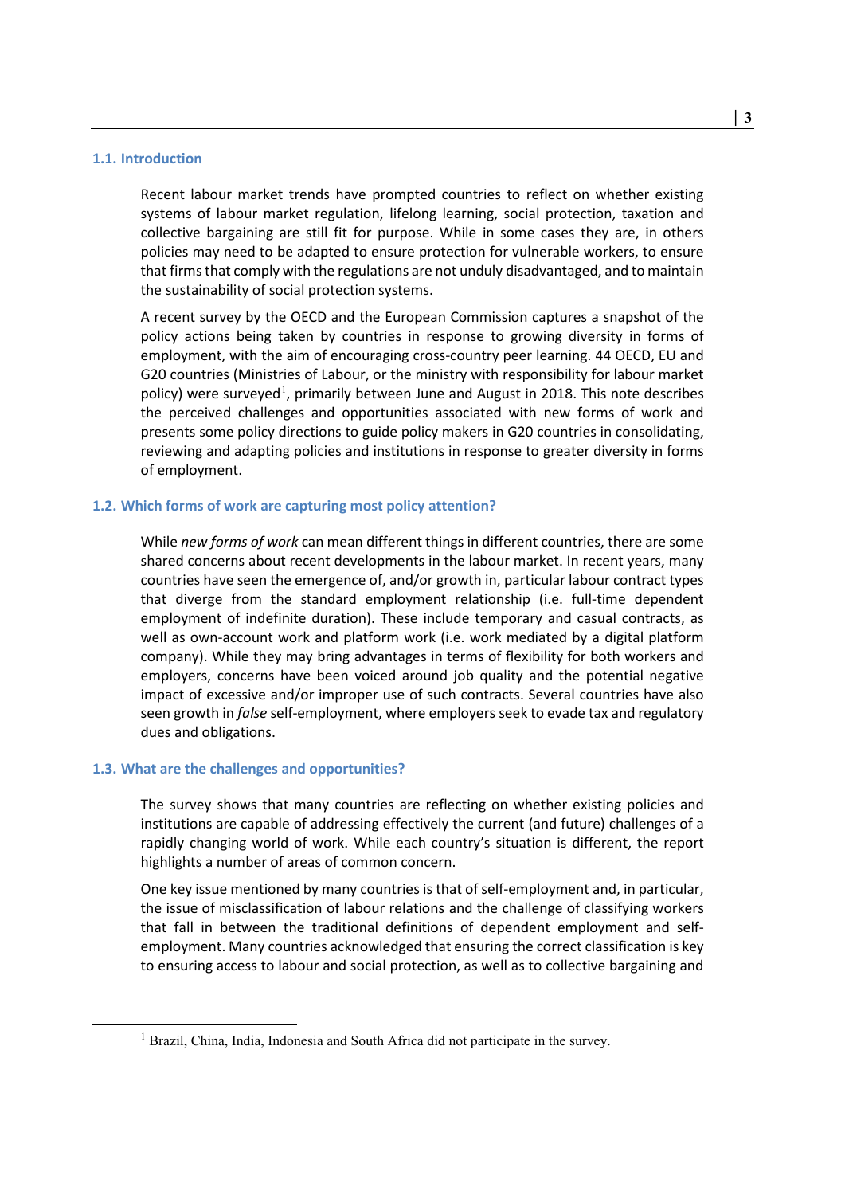## 1.1. Introduction

Recent labour market trends have prompted countries to reflect on whether existing systems of labour market regulation, lifelong learning, social protection, taxation and collective bargaining are still fit for purpose. While in some cases they are, in others policies may need to be adapted to ensure protection for vulnerable workers, to ensure that firms that comply with the regulations are not unduly disadvantaged, and to maintain the sustainability of social protection systems.

A recent survey by the OECD and the European Commission captures a snapshot of the policy actions being taken by countries in response to growing diversity in forms of employment, with the aim of encouraging cross-country peer learning. 44 OECD, EU and G20 countries (Ministries of Labour, or the ministry with responsibility for labour market policy) were surveyed[1], primarily between June and August in 2018. This note describes the perceived challenges and opportunities associated with new forms of work and presents some policy directions to guide policy makers in G20 countries in consolidating, reviewing and adapting policies and institutions in response to greater diversity in forms of employment.

## 1.2. Which forms of work are capturing most policy attention?

While *new forms of work* can mean different things in different countries, there are some shared concerns about recent developments in the labour market. In recent years, many countries have seen the emergence of, and/or growth in, particular labour contract types that diverge from the standard employment relationship (i.e. full-time dependent employment of indefinite duration). These include temporary and casual contracts, as well as own-account work and platform work (i.e. work mediated by a digital platform company). While they may bring advantages in terms of flexibility for both workers and employers, concerns have been voiced around job quality and the potential negative impact of excessive and/or improper use of such contracts. Several countries have also seen growth in *false* self-employment, where employers seek to evade tax and regulatory dues and obligations.

## 1.3. What are the challenges and opportunities?

The survey shows that many countries are reflecting on whether existing policies and institutions are capable of addressing effectively the current (and future) challenges of a rapidly changing world of work. While each country's situation is different, the report highlights a number of areas of common concern.

One key issue mentioned by many countries is that of self-employment and, in particular, the issue of misclassification of labour relations and the challenge of classifying workers that fall in between the traditional definitions of dependent employment and self-employment. Many countries acknowledged that ensuring the correct classification is key to ensuring access to labour and social protection, as well as to collective bargaining and

---

[1] Brazil, China, India, Indonesia and South Africa did not participate in the survey.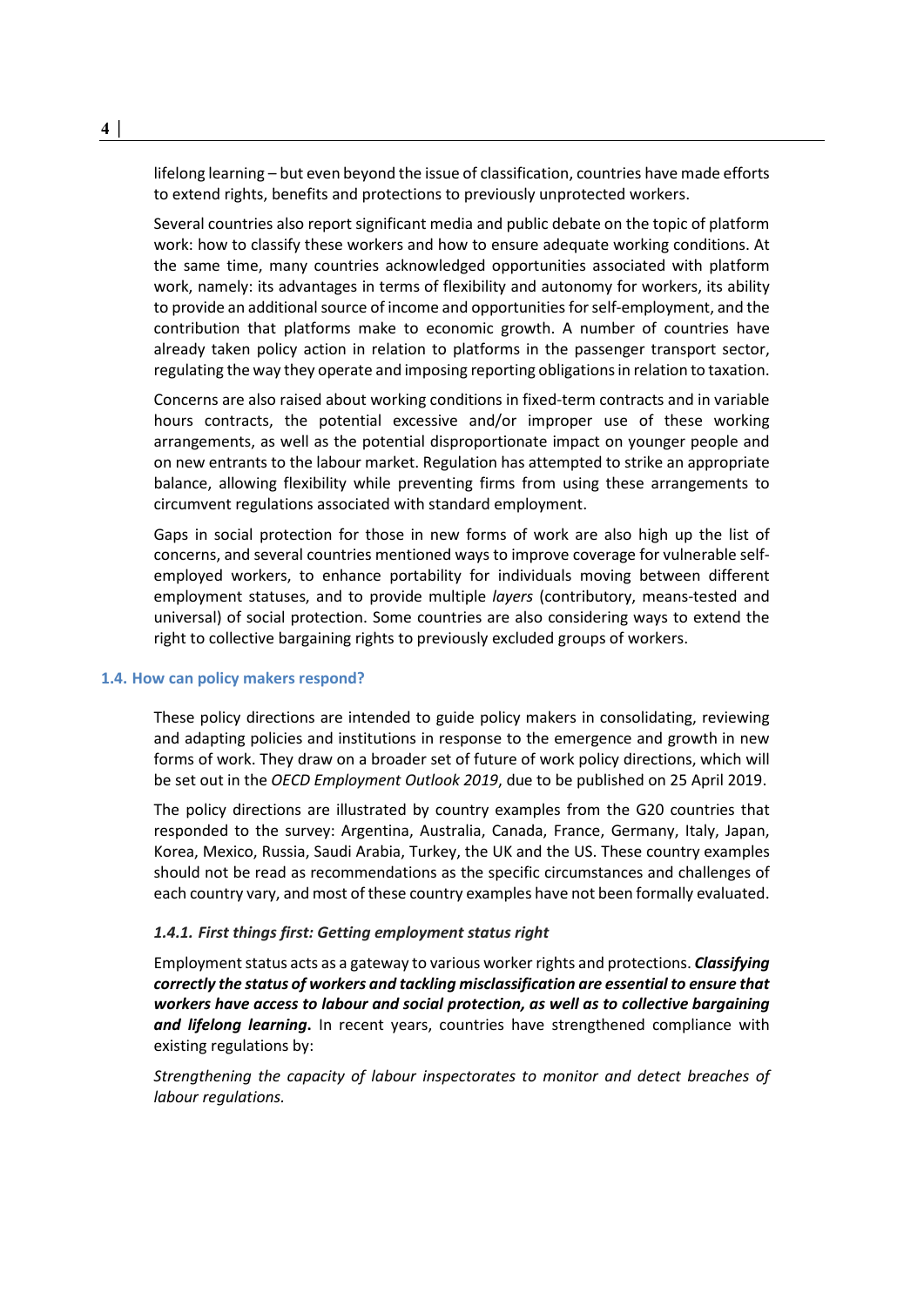lifelong learning – but even beyond the issue of classification, countries have made efforts to extend rights, benefits and protections to previously unprotected workers.

Several countries also report significant media and public debate on the topic of platform work: how to classify these workers and how to ensure adequate working conditions. At the same time, many countries acknowledged opportunities associated with platform work, namely: its advantages in terms of flexibility and autonomy for workers, its ability to provide an additional source of income and opportunities for self-employment, and the contribution that platforms make to economic growth. A number of countries have already taken policy action in relation to platforms in the passenger transport sector, regulating the way they operate and imposing reporting obligations in relation to taxation.

Concerns are also raised about working conditions in fixed-term contracts and in variable hours contracts, the potential excessive and/or improper use of these working arrangements, as well as the potential disproportionate impact on younger people and on new entrants to the labour market. Regulation has attempted to strike an appropriate balance, allowing flexibility while preventing firms from using these arrangements to circumvent regulations associated with standard employment.

Gaps in social protection for those in new forms of work are also high up the list of concerns, and several countries mentioned ways to improve coverage for vulnerable self-employed workers, to enhance portability for individuals moving between different employment statuses, and to provide multiple *layers* (contributory, means-tested and universal) of social protection. Some countries are also considering ways to extend the right to collective bargaining rights to previously excluded groups of workers.

## 1.4. How can policy makers respond?

These policy directions are intended to guide policy makers in consolidating, reviewing and adapting policies and institutions in response to the emergence and growth in new forms of work. They draw on a broader set of future of work policy directions, which will be set out in the *OECD Employment Outlook 2019*, due to be published on 25 April 2019.

The policy directions are illustrated by country examples from the G20 countries that responded to the survey: Argentina, Australia, Canada, France, Germany, Italy, Japan, Korea, Mexico, Russia, Saudi Arabia, Turkey, the UK and the US. These country examples should not be read as recommendations as the specific circumstances and challenges of each country vary, and most of these country examples have not been formally evaluated.

### *1.4.1. First things first: Getting employment status right*

Employment status acts as a gateway to various worker rights and protections. ***Classifying correctly the status of workers and tackling misclassification are essential to ensure that workers have access to labour and social protection, as well as to collective bargaining and lifelong learning.*** In recent years, countries have strengthened compliance with existing regulations by:

*Strengthening the capacity of labour inspectorates to monitor and detect breaches of labour regulations.*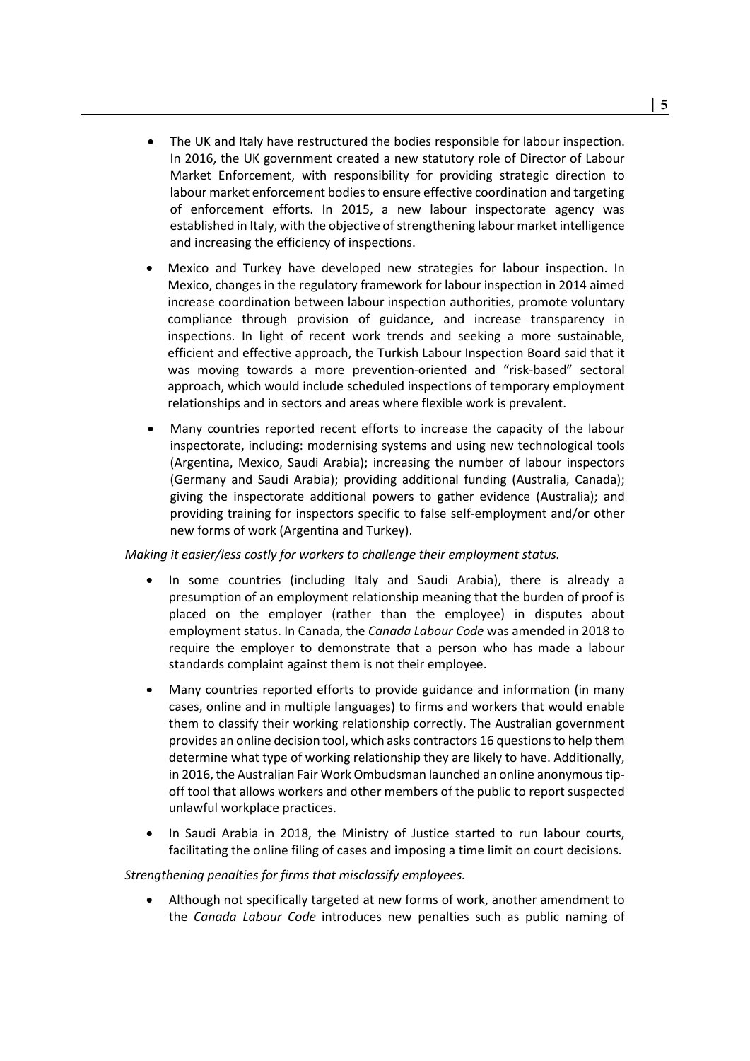- The UK and Italy have restructured the bodies responsible for labour inspection. In 2016, the UK government created a new statutory role of Director of Labour Market Enforcement, with responsibility for providing strategic direction to labour market enforcement bodies to ensure effective coordination and targeting of enforcement efforts. In 2015, a new labour inspectorate agency was established in Italy, with the objective of strengthening labour market intelligence and increasing the efficiency of inspections.
- Mexico and Turkey have developed new strategies for labour inspection. In Mexico, changes in the regulatory framework for labour inspection in 2014 aimed increase coordination between labour inspection authorities, promote voluntary compliance through provision of guidance, and increase transparency in inspections. In light of recent work trends and seeking a more sustainable, efficient and effective approach, the Turkish Labour Inspection Board said that it was moving towards a more prevention-oriented and "risk-based" sectoral approach, which would include scheduled inspections of temporary employment relationships and in sectors and areas where flexible work is prevalent.
- Many countries reported recent efforts to increase the capacity of the labour inspectorate, including: modernising systems and using new technological tools (Argentina, Mexico, Saudi Arabia); increasing the number of labour inspectors (Germany and Saudi Arabia); providing additional funding (Australia, Canada); giving the inspectorate additional powers to gather evidence (Australia); and providing training for inspectors specific to false self-employment and/or other new forms of work (Argentina and Turkey).

*Making it easier/less costly for workers to challenge their employment status.*

- In some countries (including Italy and Saudi Arabia), there is already a presumption of an employment relationship meaning that the burden of proof is placed on the employer (rather than the employee) in disputes about employment status. In Canada, the *Canada Labour Code* was amended in 2018 to require the employer to demonstrate that a person who has made a labour standards complaint against them is not their employee.
- Many countries reported efforts to provide guidance and information (in many cases, online and in multiple languages) to firms and workers that would enable them to classify their working relationship correctly. The Australian government provides an online decision tool, which asks contractors 16 questions to help them determine what type of working relationship they are likely to have. Additionally, in 2016, the Australian Fair Work Ombudsman launched an online anonymous tip-off tool that allows workers and other members of the public to report suspected unlawful workplace practices.
- In Saudi Arabia in 2018, the Ministry of Justice started to run labour courts, facilitating the online filing of cases and imposing a time limit on court decisions.

*Strengthening penalties for firms that misclassify employees.*

- Although not specifically targeted at new forms of work, another amendment to the *Canada Labour Code* introduces new penalties such as public naming of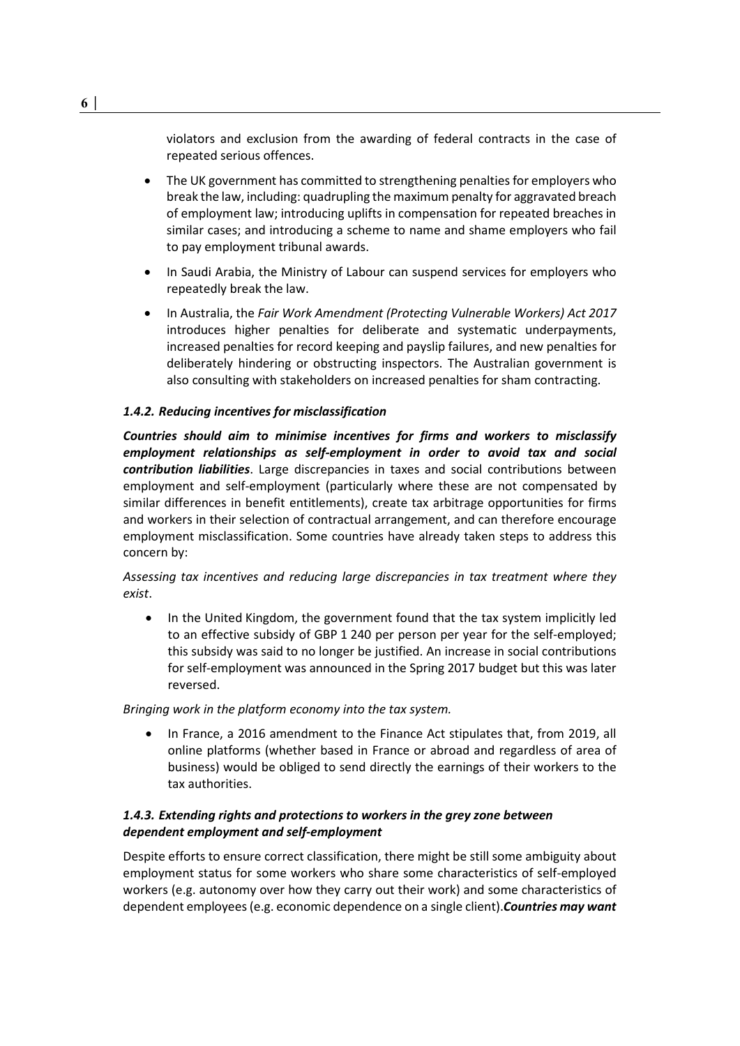violators and exclusion from the awarding of federal contracts in the case of repeated serious offences.

- The UK government has committed to strengthening penalties for employers who break the law, including: quadrupling the maximum penalty for aggravated breach of employment law; introducing uplifts in compensation for repeated breaches in similar cases; and introducing a scheme to name and shame employers who fail to pay employment tribunal awards.
- In Saudi Arabia, the Ministry of Labour can suspend services for employers who repeatedly break the law.
- In Australia, the *Fair Work Amendment (Protecting Vulnerable Workers) Act 2017* introduces higher penalties for deliberate and systematic underpayments, increased penalties for record keeping and payslip failures, and new penalties for deliberately hindering or obstructing inspectors. The Australian government is also consulting with stakeholders on increased penalties for sham contracting.

#### *1.4.2. Reducing incentives for misclassification*

***Countries should aim to minimise incentives for firms and workers to misclassify employment relationships as self-employment in order to avoid tax and social contribution liabilities***. Large discrepancies in taxes and social contributions between employment and self-employment (particularly where these are not compensated by similar differences in benefit entitlements), create tax arbitrage opportunities for firms and workers in their selection of contractual arrangement, and can therefore encourage employment misclassification. Some countries have already taken steps to address this concern by:

*Assessing tax incentives and reducing large discrepancies in tax treatment where they exist*.

- In the United Kingdom, the government found that the tax system implicitly led to an effective subsidy of GBP 1 240 per person per year for the self-employed; this subsidy was said to no longer be justified. An increase in social contributions for self-employment was announced in the Spring 2017 budget but this was later reversed.

*Bringing work in the platform economy into the tax system.*

- In France, a 2016 amendment to the Finance Act stipulates that, from 2019, all online platforms (whether based in France or abroad and regardless of area of business) would be obliged to send directly the earnings of their workers to the tax authorities.

#### *1.4.3. Extending rights and protections to workers in the grey zone between dependent employment and self-employment*

Despite efforts to ensure correct classification, there might be still some ambiguity about employment status for some workers who share some characteristics of self-employed workers (e.g. autonomy over how they carry out their work) and some characteristics of dependent employees (e.g. economic dependence on a single client).***Countries may want***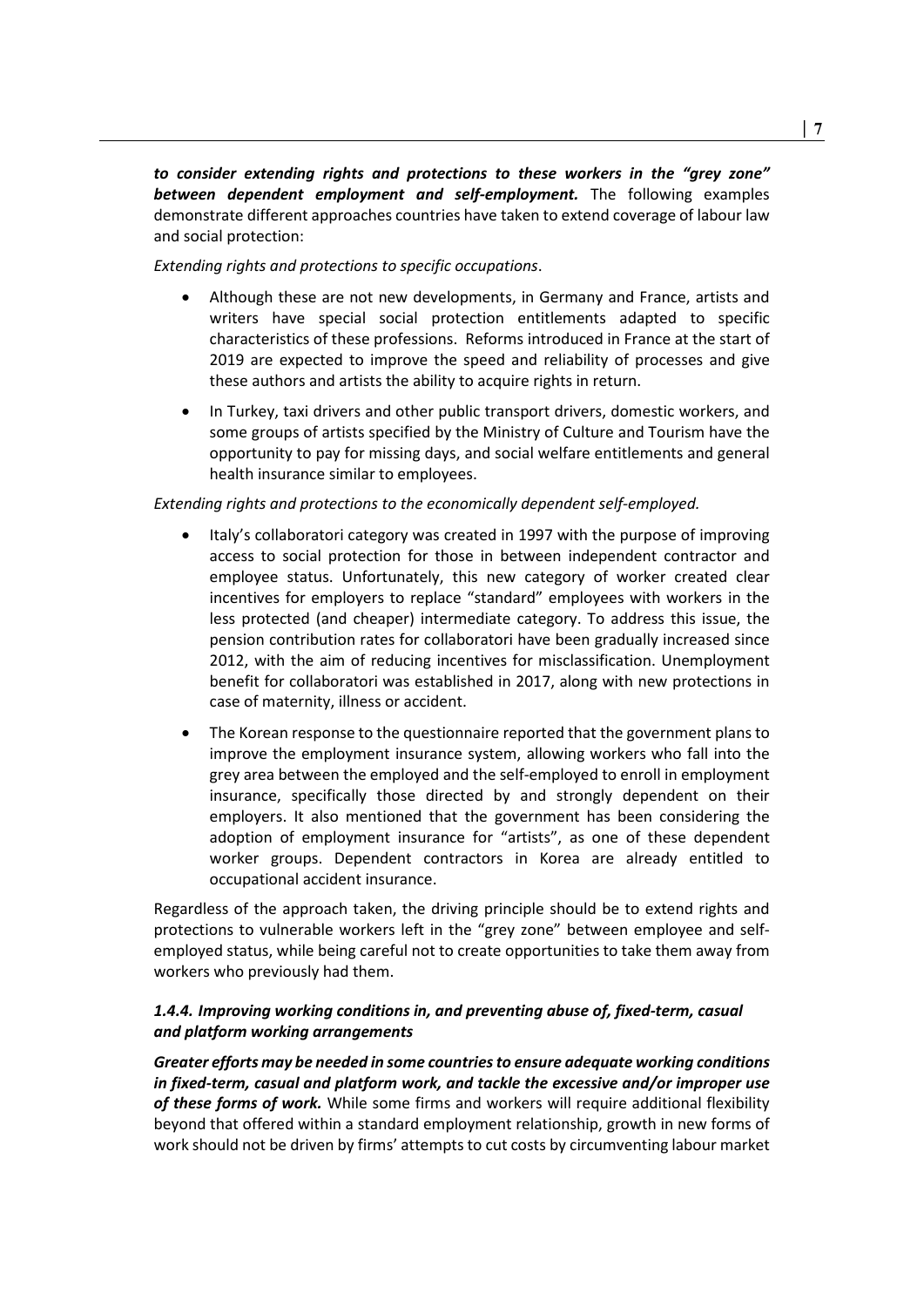***to consider extending rights and protections to these workers in the "grey zone" between dependent employment and self-employment.*** The following examples demonstrate different approaches countries have taken to extend coverage of labour law and social protection:

*Extending rights and protections to specific occupations*.

- Although these are not new developments, in Germany and France, artists and writers have special social protection entitlements adapted to specific characteristics of these professions. Reforms introduced in France at the start of 2019 are expected to improve the speed and reliability of processes and give these authors and artists the ability to acquire rights in return.
- In Turkey, taxi drivers and other public transport drivers, domestic workers, and some groups of artists specified by the Ministry of Culture and Tourism have the opportunity to pay for missing days, and social welfare entitlements and general health insurance similar to employees.

*Extending rights and protections to the economically dependent self-employed.*

- Italy's collaboratori category was created in 1997 with the purpose of improving access to social protection for those in between independent contractor and employee status. Unfortunately, this new category of worker created clear incentives for employers to replace "standard" employees with workers in the less protected (and cheaper) intermediate category. To address this issue, the pension contribution rates for collaboratori have been gradually increased since 2012, with the aim of reducing incentives for misclassification. Unemployment benefit for collaboratori was established in 2017, along with new protections in case of maternity, illness or accident.
- The Korean response to the questionnaire reported that the government plans to improve the employment insurance system, allowing workers who fall into the grey area between the employed and the self-employed to enroll in employment insurance, specifically those directed by and strongly dependent on their employers. It also mentioned that the government has been considering the adoption of employment insurance for "artists", as one of these dependent worker groups. Dependent contractors in Korea are already entitled to occupational accident insurance.

Regardless of the approach taken, the driving principle should be to extend rights and protections to vulnerable workers left in the "grey zone" between employee and self-employed status, while being careful not to create opportunities to take them away from workers who previously had them.

### *1.4.4. Improving working conditions in, and preventing abuse of, fixed-term, casual and platform working arrangements*

***Greater efforts may be needed in some countries to ensure adequate working conditions in fixed-term, casual and platform work, and tackle the excessive and/or improper use of these forms of work.*** While some firms and workers will require additional flexibility beyond that offered within a standard employment relationship, growth in new forms of work should not be driven by firms' attempts to cut costs by circumventing labour market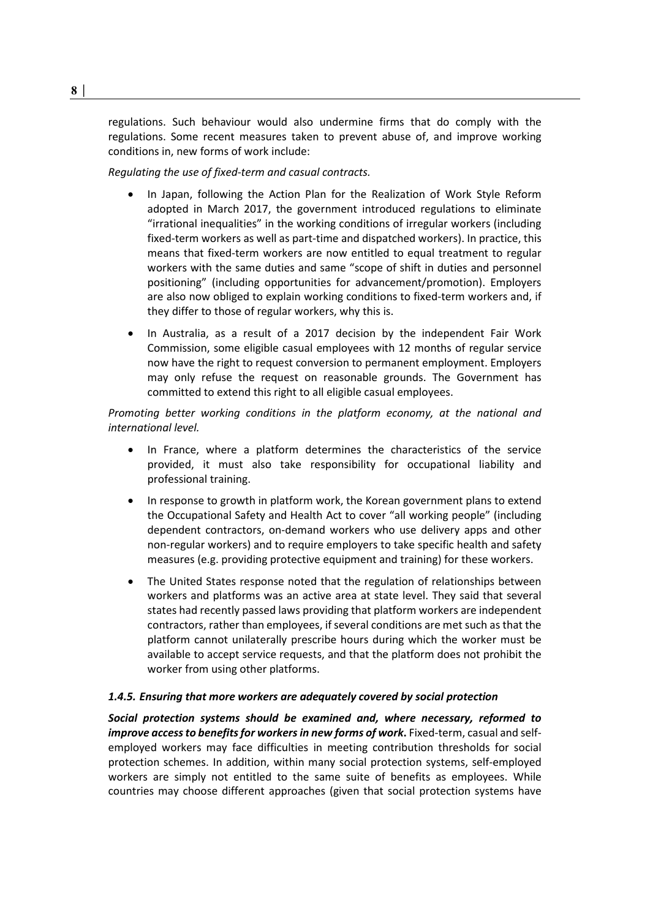regulations. Such behaviour would also undermine firms that do comply with the regulations. Some recent measures taken to prevent abuse of, and improve working conditions in, new forms of work include:

*Regulating the use of fixed-term and casual contracts.*

- In Japan, following the Action Plan for the Realization of Work Style Reform adopted in March 2017, the government introduced regulations to eliminate "irrational inequalities" in the working conditions of irregular workers (including fixed-term workers as well as part-time and dispatched workers). In practice, this means that fixed-term workers are now entitled to equal treatment to regular workers with the same duties and same "scope of shift in duties and personnel positioning" (including opportunities for advancement/promotion). Employers are also now obliged to explain working conditions to fixed-term workers and, if they differ to those of regular workers, why this is.
- In Australia, as a result of a 2017 decision by the independent Fair Work Commission, some eligible casual employees with 12 months of regular service now have the right to request conversion to permanent employment. Employers may only refuse the request on reasonable grounds. The Government has committed to extend this right to all eligible casual employees.

*Promoting better working conditions in the platform economy, at the national and international level.*

- In France, where a platform determines the characteristics of the service provided, it must also take responsibility for occupational liability and professional training.
- In response to growth in platform work, the Korean government plans to extend the Occupational Safety and Health Act to cover "all working people" (including dependent contractors, on-demand workers who use delivery apps and other non-regular workers) and to require employers to take specific health and safety measures (e.g. providing protective equipment and training) for these workers.
- The United States response noted that the regulation of relationships between workers and platforms was an active area at state level. They said that several states had recently passed laws providing that platform workers are independent contractors, rather than employees, if several conditions are met such as that the platform cannot unilaterally prescribe hours during which the worker must be available to accept service requests, and that the platform does not prohibit the worker from using other platforms.

#### *1.4.5. Ensuring that more workers are adequately covered by social protection*

***Social protection systems should be examined and, where necessary, reformed to improve access to benefits for workers in new forms of work.*** Fixed-term, casual and self-employed workers may face difficulties in meeting contribution thresholds for social protection schemes. In addition, within many social protection systems, self-employed workers are simply not entitled to the same suite of benefits as employees. While countries may choose different approaches (given that social protection systems have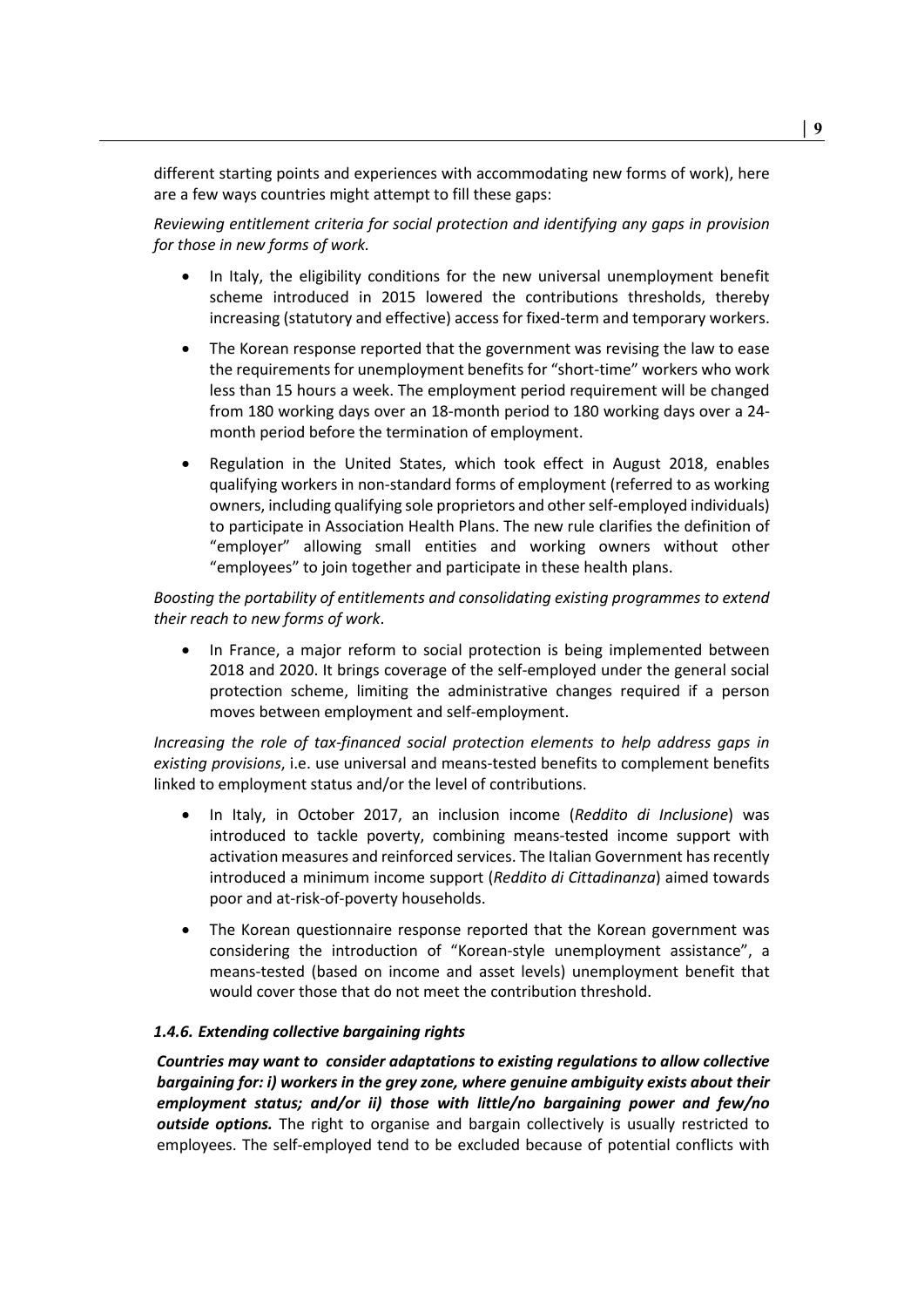different starting points and experiences with accommodating new forms of work), here are a few ways countries might attempt to fill these gaps:

*Reviewing entitlement criteria for social protection and identifying any gaps in provision for those in new forms of work.*

- In Italy, the eligibility conditions for the new universal unemployment benefit scheme introduced in 2015 lowered the contributions thresholds, thereby increasing (statutory and effective) access for fixed-term and temporary workers.
- The Korean response reported that the government was revising the law to ease the requirements for unemployment benefits for "short-time" workers who work less than 15 hours a week. The employment period requirement will be changed from 180 working days over an 18-month period to 180 working days over a 24-month period before the termination of employment.
- Regulation in the United States, which took effect in August 2018, enables qualifying workers in non-standard forms of employment (referred to as working owners, including qualifying sole proprietors and other self-employed individuals) to participate in Association Health Plans. The new rule clarifies the definition of "employer" allowing small entities and working owners without other "employees" to join together and participate in these health plans.

*Boosting the portability of entitlements and consolidating existing programmes to extend their reach to new forms of work*.

- In France, a major reform to social protection is being implemented between 2018 and 2020. It brings coverage of the self-employed under the general social protection scheme, limiting the administrative changes required if a person moves between employment and self-employment.

*Increasing the role of tax-financed social protection elements to help address gaps in existing provisions*, i.e. use universal and means-tested benefits to complement benefits linked to employment status and/or the level of contributions.

- In Italy, in October 2017, an inclusion income (*Reddito di Inclusione*) was introduced to tackle poverty, combining means-tested income support with activation measures and reinforced services. The Italian Government has recently introduced a minimum income support (*Reddito di Cittadinanza*) aimed towards poor and at-risk-of-poverty households.
- The Korean questionnaire response reported that the Korean government was considering the introduction of "Korean-style unemployment assistance", a means-tested (based on income and asset levels) unemployment benefit that would cover those that do not meet the contribution threshold.

### *1.4.6. Extending collective bargaining rights*

***Countries may want to consider adaptations to existing regulations to allow collective bargaining for: i) workers in the grey zone, where genuine ambiguity exists about their employment status; and/or ii) those with little/no bargaining power and few/no outside options.*** The right to organise and bargain collectively is usually restricted to employees. The self-employed tend to be excluded because of potential conflicts with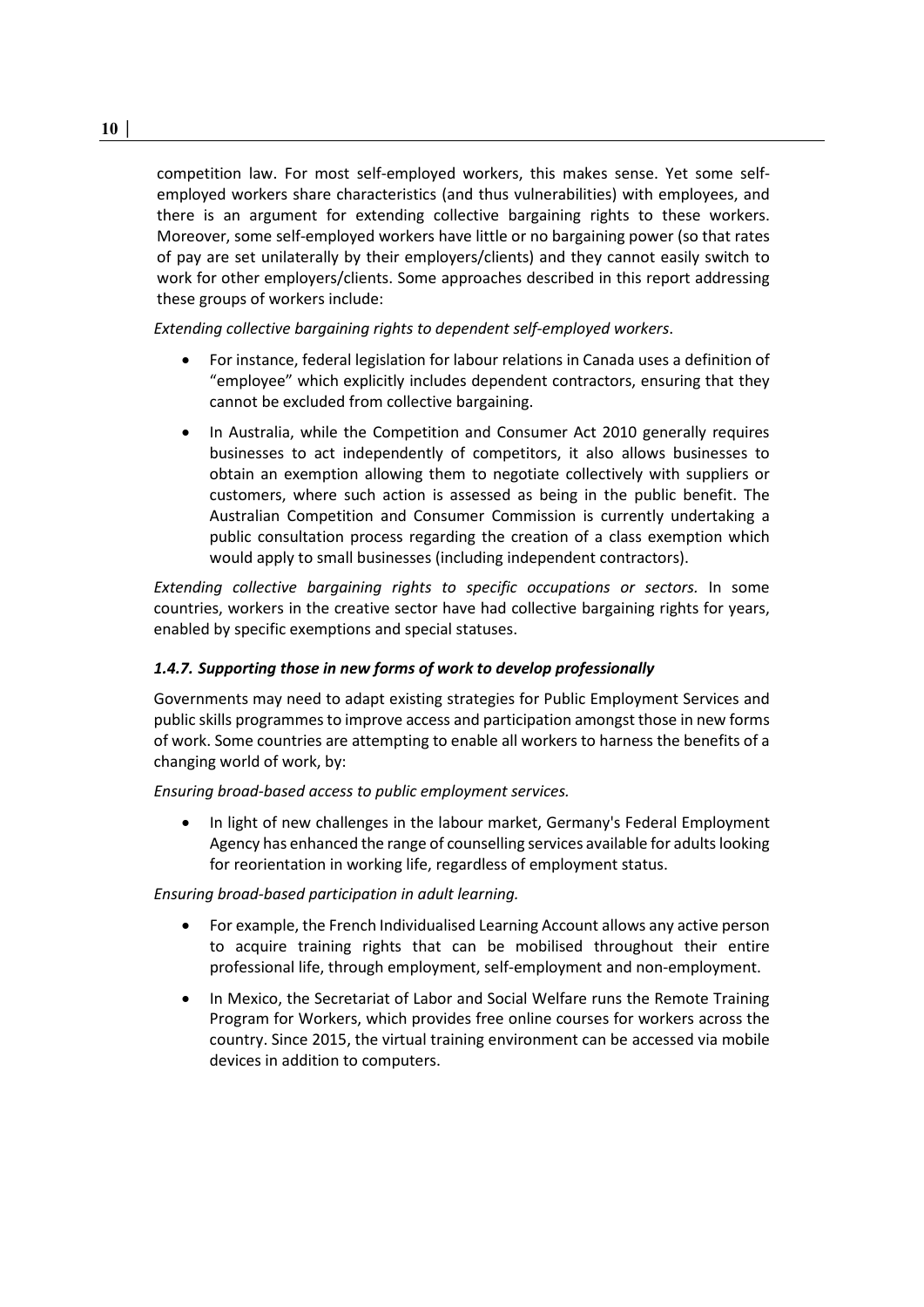competition law. For most self-employed workers, this makes sense. Yet some self-employed workers share characteristics (and thus vulnerabilities) with employees, and there is an argument for extending collective bargaining rights to these workers. Moreover, some self-employed workers have little or no bargaining power (so that rates of pay are set unilaterally by their employers/clients) and they cannot easily switch to work for other employers/clients. Some approaches described in this report addressing these groups of workers include:

*Extending collective bargaining rights to dependent self-employed workers*.

- For instance, federal legislation for labour relations in Canada uses a definition of "employee" which explicitly includes dependent contractors, ensuring that they cannot be excluded from collective bargaining.
- In Australia, while the Competition and Consumer Act 2010 generally requires businesses to act independently of competitors, it also allows businesses to obtain an exemption allowing them to negotiate collectively with suppliers or customers, where such action is assessed as being in the public benefit. The Australian Competition and Consumer Commission is currently undertaking a public consultation process regarding the creation of a class exemption which would apply to small businesses (including independent contractors).

*Extending collective bargaining rights to specific occupations or sectors.* In some countries, workers in the creative sector have had collective bargaining rights for years, enabled by specific exemptions and special statuses.

### *1.4.7. Supporting those in new forms of work to develop professionally*

Governments may need to adapt existing strategies for Public Employment Services and public skills programmes to improve access and participation amongst those in new forms of work. Some countries are attempting to enable all workers to harness the benefits of a changing world of work, by:

*Ensuring broad-based access to public employment services.*

- In light of new challenges in the labour market, Germany's Federal Employment Agency has enhanced the range of counselling services available for adults looking for reorientation in working life, regardless of employment status.

*Ensuring broad-based participation in adult learning.*

- For example, the French Individualised Learning Account allows any active person to acquire training rights that can be mobilised throughout their entire professional life, through employment, self-employment and non-employment.
- In Mexico, the Secretariat of Labor and Social Welfare runs the Remote Training Program for Workers, which provides free online courses for workers across the country. Since 2015, the virtual training environment can be accessed via mobile devices in addition to computers.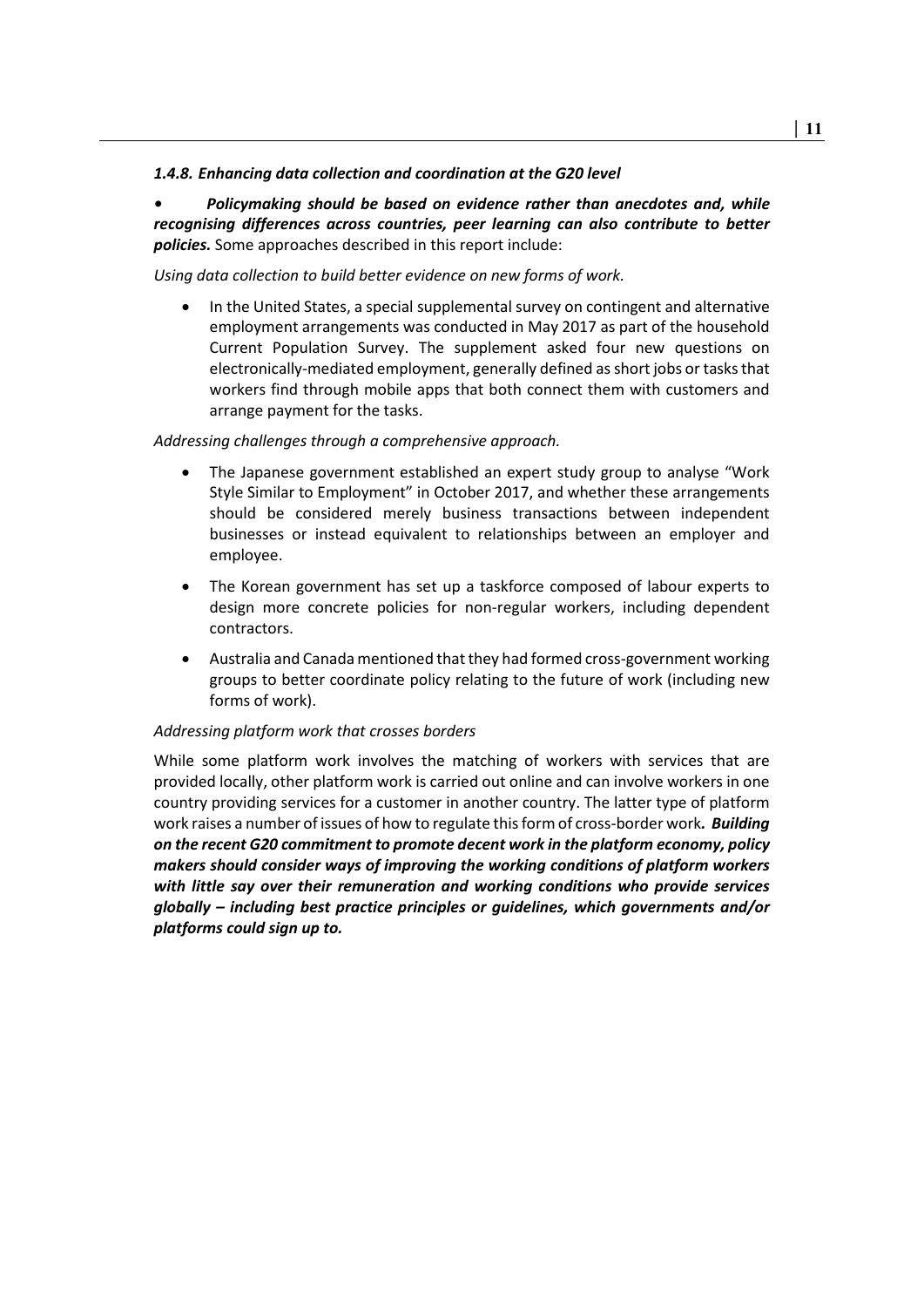#### *1.4.8. Enhancing data collection and coordination at the G20 level*

• ***Policymaking should be based on evidence rather than anecdotes and, while recognising differences across countries, peer learning can also contribute to better policies.*** Some approaches described in this report include:

*Using data collection to build better evidence on new forms of work.*

- In the United States, a special supplemental survey on contingent and alternative employment arrangements was conducted in May 2017 as part of the household Current Population Survey. The supplement asked four new questions on electronically-mediated employment, generally defined as short jobs or tasks that workers find through mobile apps that both connect them with customers and arrange payment for the tasks.

*Addressing challenges through a comprehensive approach.*

- The Japanese government established an expert study group to analyse "Work Style Similar to Employment" in October 2017, and whether these arrangements should be considered merely business transactions between independent businesses or instead equivalent to relationships between an employer and employee.
- The Korean government has set up a taskforce composed of labour experts to design more concrete policies for non-regular workers, including dependent contractors.
- Australia and Canada mentioned that they had formed cross-government working groups to better coordinate policy relating to the future of work (including new forms of work).

*Addressing platform work that crosses borders*

While some platform work involves the matching of workers with services that are provided locally, other platform work is carried out online and can involve workers in one country providing services for a customer in another country. The latter type of platform work raises a number of issues of how to regulate this form of cross-border work***. Building on the recent G20 commitment to promote decent work in the platform economy, policy makers should consider ways of improving the working conditions of platform workers with little say over their remuneration and working conditions who provide services globally – including best practice principles or guidelines, which governments and/or platforms could sign up to.***